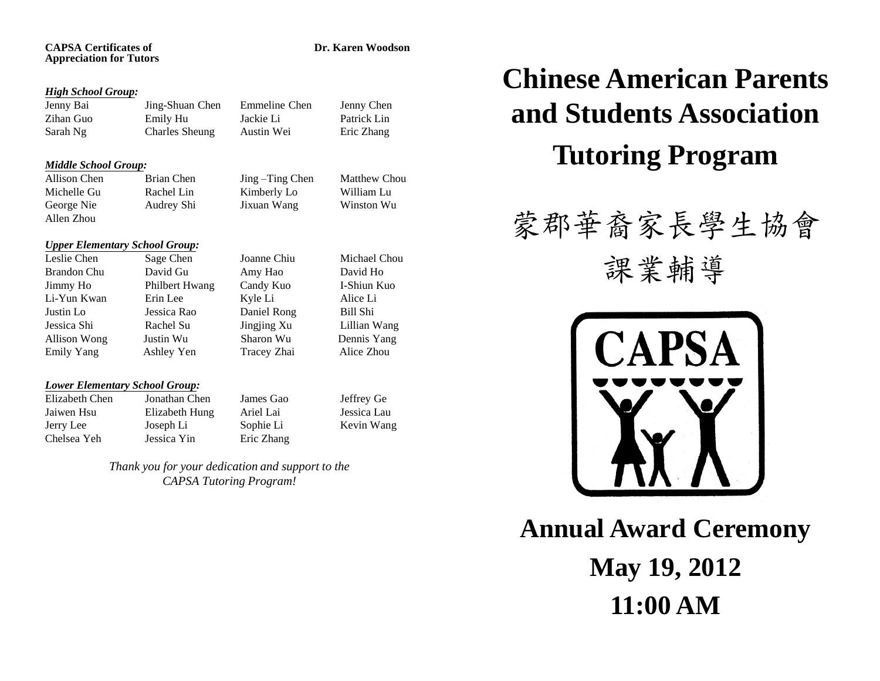**CAPSA Certificates of Appreciation for Tutors**

**Dr. Karen Woodson**

***High School Group:***

| | | | |
|---|---|---|---|
| Jenny Bai | Jing-Shuan Chen | Emmeline Chen | Jenny Chen |
| Zihan Guo | Emily Hu | Jackie Li | Patrick Lin |
| Sarah Ng | Charles Sheung | Austin Wei | Eric Zhang |

***Middle School Group:***

| | | | |
|---|---|---|---|
| Allison Chen | Brian Chen | Jing –Ting Chen | Matthew Chou |
| Michelle Gu | Rachel Lin | Kimberly Lo | William Lu |
| George Nie | Audrey Shi | Jixuan Wang | Winston Wu |
| Allen Zhou | | | |

***Upper Elementary School Group:***

| | | | |
|---|---|---|---|
| Leslie Chen | Sage Chen | Joanne Chiu | Michael Chou |
| Brandon Chu | David Gu | Amy Hao | David Ho |
| Jimmy Ho | Philbert Hwang | Candy Kuo | I-Shiun Kuo |
| Li-Yun Kwan | Erin Lee | Kyle Li | Alice Li |
| Justin Lo | Jessica Rao | Daniel Rong | Bill Shi |
| Jessica Shi | Rachel Su | Jingjing Xu | Lillian Wang |
| Allison Wong | Justin Wu | Sharon Wu | Dennis Yang |
| Emily Yang | Ashley Yen | Tracey Zhai | Alice Zhou |

***Lower Elementary School Group:***

| | | | |
|---|---|---|---|
| Elizabeth Chen | Jonathan Chen | James Gao | Jeffrey Ge |
| Jaiwen Hsu | Elizabeth Hung | Ariel Lai | Jessica Lau |
| Jerry Lee | Joseph Li | Sophie Li | Kevin Wang |
| Chelsea Yeh | Jessica Yin | Eric Zhang | |

*Thank you for your dedication and support to the CAPSA Tutoring Program!*

# Chinese American Parents and Students Association Tutoring Program

## 蒙郡華裔家長學生協會 課業輔導

CAPSA

## Annual Award Ceremony

## May 19, 2012

## 11:00 AM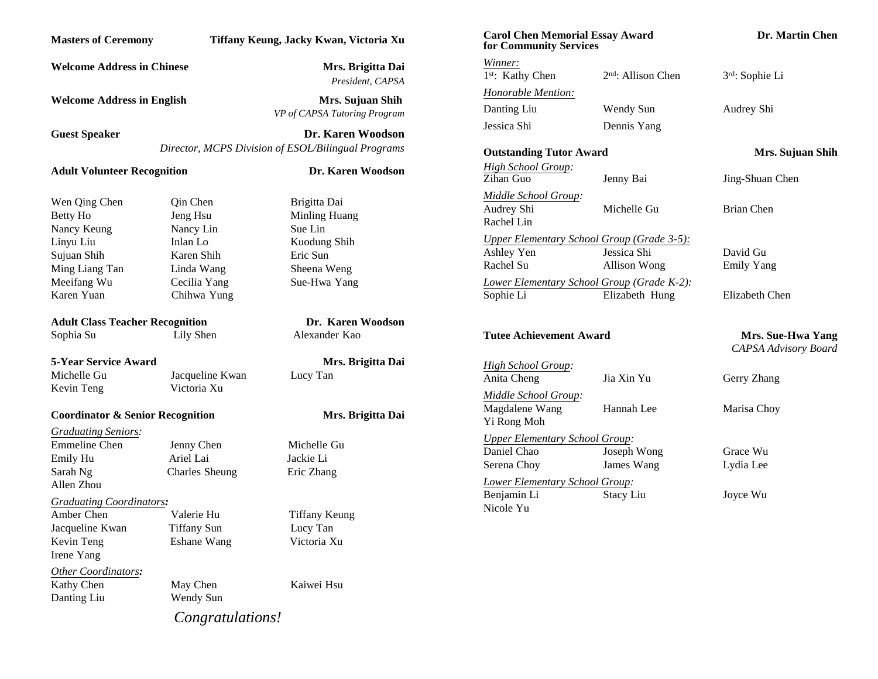**Masters of Ceremony** — **Tiffany Keung, Jacky Kwan, Victoria Xu**

**Welcome Address in Chinese** — **Mrs. Brigitta Dai**
*President, CAPSA*

**Welcome Address in English** — **Mrs. Sujuan Shih**
*VP of CAPSA Tutoring Program*

**Guest Speaker** — **Dr. Karen Woodson**
*Director, MCPS Division of ESOL/Bilingual Programs*

**Adult Volunteer Recognition** — **Dr. Karen Woodson**

| | | |
|---|---|---|
| Wen Qing Chen | Qin Chen | Brigitta Dai |
| Betty Ho | Jeng Hsu | Minling Huang |
| Nancy Keung | Nancy Lin | Sue Lin |
| Linyu Liu | Inlan Lo | Kuodung Shih |
| Sujuan Shih | Karen Shih | Eric Sun |
| Ming Liang Tan | Linda Wang | Sheena Weng |
| Meeifang Wu | Cecilia Yang | Sue-Hwa Yang |
| Karen Yuan | Chihwa Yung | |

**Adult Class Teacher Recognition** — **Dr. Karen Woodson**

| | | |
|---|---|---|
| Sophia Su | Lily Shen | Alexander Kao |

**5-Year Service Award** — **Mrs. Brigitta Dai**

| | | |
|---|---|---|
| Michelle Gu | Jacqueline Kwan | Lucy Tan |
| Kevin Teng | Victoria Xu | |

**Coordinator & Senior Recognition** — **Mrs. Brigitta Dai**

*Graduating Seniors:*

| | | |
|---|---|---|
| Emmeline Chen | Jenny Chen | Michelle Gu |
| Emily Hu | Ariel Lai | Jackie Li |
| Sarah Ng | Charles Sheung | Eric Zhang |
| Allen Zhou | | |

*Graduating Coordinators:*

| | | |
|---|---|---|
| Amber Chen | Valerie Hu | Tiffany Keung |
| Jacqueline Kwan | Tiffany Sun | Lucy Tan |
| Kevin Teng | Eshane Wang | Victoria Xu |
| Irene Yang | | |

*Other Coordinators:*

| | | |
|---|---|---|
| Kathy Chen | May Chen | Kaiwei Hsu |
| Danting Liu | Wendy Sun | |

*Congratulations!*

**Carol Chen Memorial Essay Award for Community Services** — **Dr. Martin Chen**

*Winner:*

| | | |
|---|---|---|
| 1st: Kathy Chen | 2nd: Allison Chen | 3rd: Sophie Li |

*Honorable Mention:*

| | | |
|---|---|---|
| Danting Liu | Wendy Sun | Audrey Shi |
| Jessica Shi | Dennis Yang | |

**Outstanding Tutor Award** — **Mrs. Sujuan Shih**

*High School Group:*

| | | |
|---|---|---|
| Zihan Guo | Jenny Bai | Jing-Shuan Chen |

*Middle School Group:*

| | | |
|---|---|---|
| Audrey Shi | Michelle Gu | Brian Chen |
| Rachel Lin | | |

*Upper Elementary School Group (Grade 3-5):*

| | | |
|---|---|---|
| Ashley Yen | Jessica Shi | David Gu |
| Rachel Su | Allison Wong | Emily Yang |

*Lower Elementary School Group (Grade K-2):*

| | | |
|---|---|---|
| Sophie Li | Elizabeth Hung | Elizabeth Chen |

**Tutee Achievement Award** — **Mrs. Sue-Hwa Yang**
*CAPSA Advisory Board*

*High School Group:*

| | | |
|---|---|---|
| Anita Cheng | Jia Xin Yu | Gerry Zhang |

*Middle School Group:*

| | | |
|---|---|---|
| Magdalene Wang | Hannah Lee | Marisa Choy |
| Yi Rong Moh | | |

*Upper Elementary School Group:*

| | | |
|---|---|---|
| Daniel Chao | Joseph Wong | Grace Wu |
| Serena Choy | James Wang | Lydia Lee |

*Lower Elementary School Group:*

| | | |
|---|---|---|
| Benjamin Li | Stacy Liu | Joyce Wu |
| Nicole Yu | | |